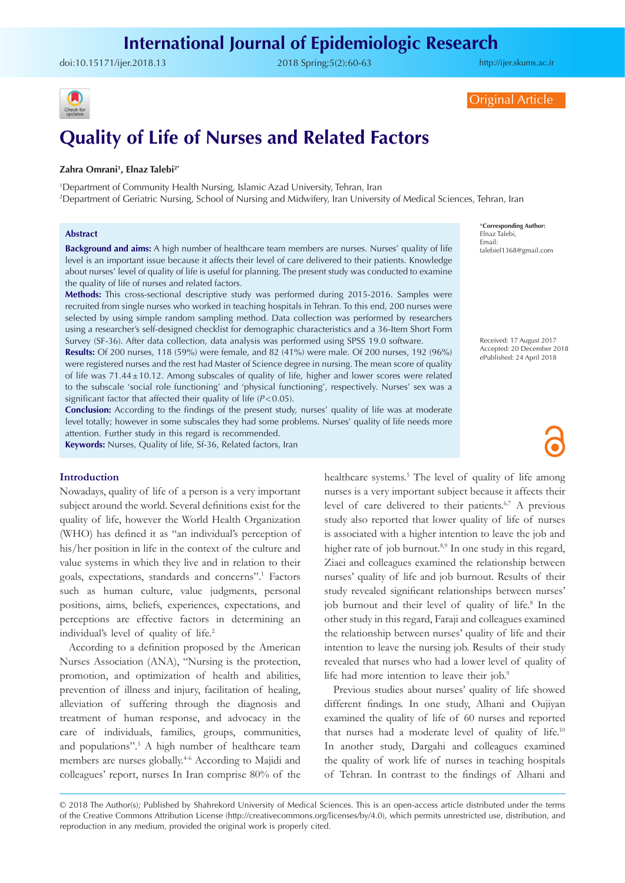Original Article

# Quality of Life of Nurses and Related Factors

**Zahra Omrani[1], Elnaz Talebi[2*]**

[1]Department of Community Health Nursing, Islamic Azad University, Tehran, Iran
[2]Department of Geriatric Nursing, School of Nursing and Midwifery, Iran University of Medical Sciences, Tehran, Iran

## Abstract

**Background and aims:** A high number of healthcare team members are nurses. Nurses' quality of life level is an important issue because it affects their level of care delivered to their patients. Knowledge about nurses' level of quality of life is useful for planning. The present study was conducted to examine the quality of life of nurses and related factors.

**Methods:** This cross-sectional descriptive study was performed during 2015-2016. Samples were recruited from single nurses who worked in teaching hospitals in Tehran. To this end, 200 nurses were selected by using simple random sampling method. Data collection was performed by researchers using a researcher's self-designed checklist for demographic characteristics and a 36-Item Short Form Survey (SF-36). After data collection, data analysis was performed using SPSS 19.0 software.

**Results:** Of 200 nurses, 118 (59%) were female, and 82 (41%) were male. Of 200 nurses, 192 (96%) were registered nurses and the rest had Master of Science degree in nursing. The mean score of quality of life was 71.44±10.12. Among subscales of quality of life, higher and lower scores were related to the subscale 'social role functioning' and 'physical functioning', respectively. Nurses' sex was a significant factor that affected their quality of life ($P<0.05$).

**Conclusion:** According to the findings of the present study, nurses' quality of life was at moderate level totally; however in some subscales they had some problems. Nurses' quality of life needs more attention. Further study in this regard is recommended.

**Keywords:** Nurses, Quality of life, Sf-36, Related factors, Iran

*Corresponding Author: Elnaz Talebi, Email: talebiel1368@gmail.com

Received: 17 August 2017
Accepted: 20 December 2018
ePublished: 24 April 2018

## Introduction

Nowadays, quality of life of a person is a very important subject around the world. Several definitions exist for the quality of life, however the World Health Organization (WHO) has defined it as "an individual's perception of his/her position in life in the context of the culture and value systems in which they live and in relation to their goals, expectations, standards and concerns".[1] Factors such as human culture, value judgments, personal positions, aims, beliefs, experiences, expectations, and perceptions are effective factors in determining an individual's level of quality of life.[2]

According to a definition proposed by the American Nurses Association (ANA), "Nursing is the protection, promotion, and optimization of health and abilities, prevention of illness and injury, facilitation of healing, alleviation of suffering through the diagnosis and treatment of human response, and advocacy in the care of individuals, families, groups, communities, and populations".[3] A high number of healthcare team members are nurses globally.[4-6] According to Majidi and colleagues' report, nurses In Iran comprise 80% of the healthcare systems.[5] The level of quality of life among nurses is a very important subject because it affects their level of care delivered to their patients.[6,7] A previous study also reported that lower quality of life of nurses is associated with a higher intention to leave the job and higher rate of job burnout.[8,9] In one study in this regard, Ziaei and colleagues examined the relationship between nurses' quality of life and job burnout. Results of their study revealed significant relationships between nurses' job burnout and their level of quality of life.[8] In the other study in this regard, Faraji and colleagues examined the relationship between nurses' quality of life and their intention to leave the nursing job. Results of their study revealed that nurses who had a lower level of quality of life had more intention to leave their job.[9]

Previous studies about nurses' quality of life showed different findings. In one study, Alhani and Oujiyan examined the quality of life of 60 nurses and reported that nurses had a moderate level of quality of life.[10] In another study, Dargahi and colleagues examined the quality of work life of nurses in teaching hospitals of Tehran. In contrast to the findings of Alhani and

© 2018 The Author(s); Published by Shahrekord University of Medical Sciences. This is an open-access article distributed under the terms of the Creative Commons Attribution License (http://creativecommons.org/licenses/by/4.0), which permits unrestricted use, distribution, and reproduction in any medium, provided the original work is properly cited.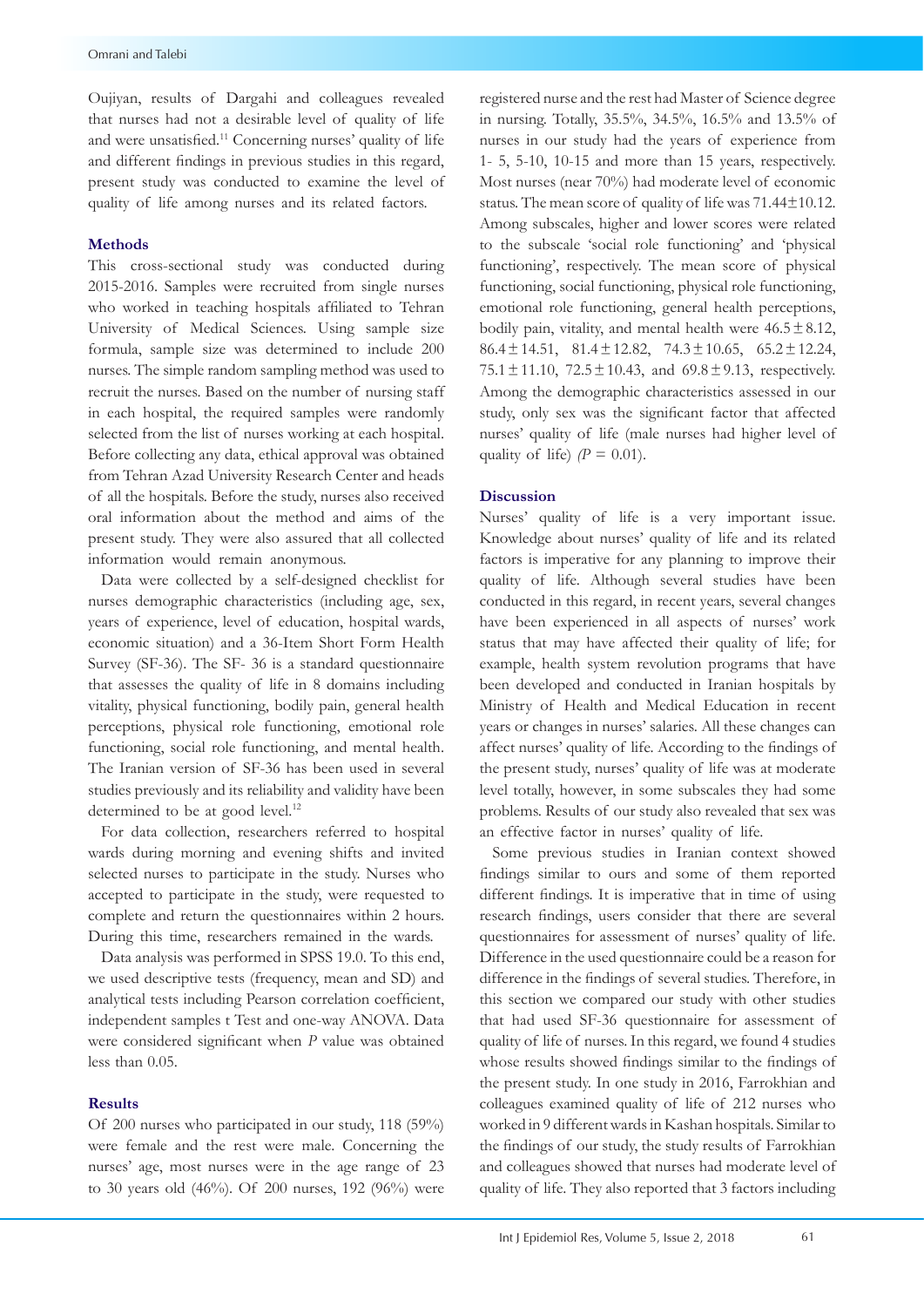Oujiyan, results of Dargahi and colleagues revealed that nurses had not a desirable level of quality of life and were unsatisfied.[11] Concerning nurses' quality of life and different findings in previous studies in this regard, present study was conducted to examine the level of quality of life among nurses and its related factors.

## Methods

This cross-sectional study was conducted during 2015-2016. Samples were recruited from single nurses who worked in teaching hospitals affiliated to Tehran University of Medical Sciences. Using sample size formula, sample size was determined to include 200 nurses. The simple random sampling method was used to recruit the nurses. Based on the number of nursing staff in each hospital, the required samples were randomly selected from the list of nurses working at each hospital. Before collecting any data, ethical approval was obtained from Tehran Azad University Research Center and heads of all the hospitals. Before the study, nurses also received oral information about the method and aims of the present study. They were also assured that all collected information would remain anonymous.

Data were collected by a self-designed checklist for nurses demographic characteristics (including age, sex, years of experience, level of education, hospital wards, economic situation) and a 36-Item Short Form Health Survey (SF-36). The SF- 36 is a standard questionnaire that assesses the quality of life in 8 domains including vitality, physical functioning, bodily pain, general health perceptions, physical role functioning, emotional role functioning, social role functioning, and mental health. The Iranian version of SF-36 has been used in several studies previously and its reliability and validity have been determined to be at good level.[12]

For data collection, researchers referred to hospital wards during morning and evening shifts and invited selected nurses to participate in the study. Nurses who accepted to participate in the study, were requested to complete and return the questionnaires within 2 hours. During this time, researchers remained in the wards.

Data analysis was performed in SPSS 19.0. To this end, we used descriptive tests (frequency, mean and SD) and analytical tests including Pearson correlation coefficient, independent samples t Test and one-way ANOVA. Data were considered significant when *P* value was obtained less than 0.05.

## Results

Of 200 nurses who participated in our study, 118 (59%) were female and the rest were male. Concerning the nurses' age, most nurses were in the age range of 23 to 30 years old (46%). Of 200 nurses, 192 (96%) were registered nurse and the rest had Master of Science degree in nursing. Totally, 35.5%, 34.5%, 16.5% and 13.5% of nurses in our study had the years of experience from 1- 5, 5-10, 10-15 and more than 15 years, respectively. Most nurses (near 70%) had moderate level of economic status. The mean score of quality of life was 71.44±10.12. Among subscales, higher and lower scores were related to the subscale 'social role functioning' and 'physical functioning', respectively. The mean score of physical functioning, social functioning, physical role functioning, emotional role functioning, general health perceptions, bodily pain, vitality, and mental health were 46.5 ± 8.12, 86.4 ± 14.51, 81.4 ± 12.82, 74.3 ± 10.65, 65.2 ± 12.24, 75.1 ± 11.10, 72.5 ± 10.43, and 69.8 ± 9.13, respectively. Among the demographic characteristics assessed in our study, only sex was the significant factor that affected nurses' quality of life (male nurses had higher level of quality of life) (*P* = 0.01).

## Discussion

Nurses' quality of life is a very important issue. Knowledge about nurses' quality of life and its related factors is imperative for any planning to improve their quality of life. Although several studies have been conducted in this regard, in recent years, several changes have been experienced in all aspects of nurses' work status that may have affected their quality of life; for example, health system revolution programs that have been developed and conducted in Iranian hospitals by Ministry of Health and Medical Education in recent years or changes in nurses' salaries. All these changes can affect nurses' quality of life. According to the findings of the present study, nurses' quality of life was at moderate level totally, however, in some subscales they had some problems. Results of our study also revealed that sex was an effective factor in nurses' quality of life.

Some previous studies in Iranian context showed findings similar to ours and some of them reported different findings. It is imperative that in time of using research findings, users consider that there are several questionnaires for assessment of nurses' quality of life. Difference in the used questionnaire could be a reason for difference in the findings of several studies. Therefore, in this section we compared our study with other studies that had used SF-36 questionnaire for assessment of quality of life of nurses. In this regard, we found 4 studies whose results showed findings similar to the findings of the present study. In one study in 2016, Farrokhian and colleagues examined quality of life of 212 nurses who worked in 9 different wards in Kashan hospitals. Similar to the findings of our study, the study results of Farrokhian and colleagues showed that nurses had moderate level of quality of life. They also reported that 3 factors including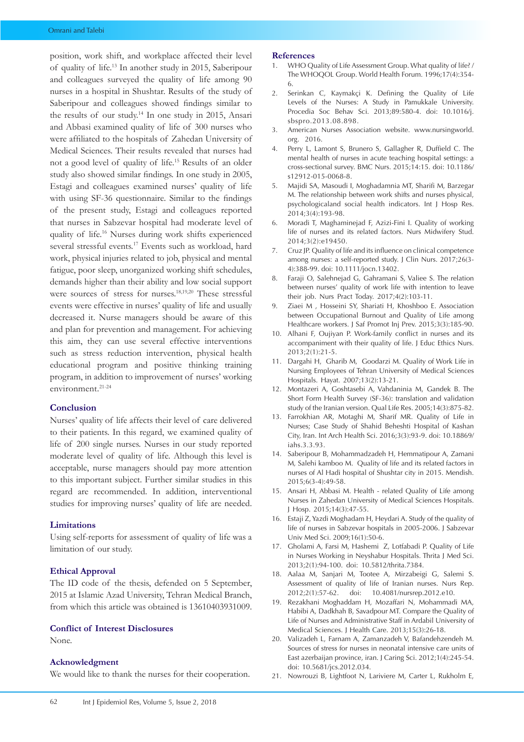position, work shift, and workplace affected their level of quality of life.[13] In another study in 2015, Saberipour and colleagues surveyed the quality of life among 90 nurses in a hospital in Shushtar. Results of the study of Saberipour and colleagues showed findings similar to the results of our study.[14] In one study in 2015, Ansari and Abbasi examined quality of life of 300 nurses who were affiliated to the hospitals of Zahedan University of Medical Sciences. Their results revealed that nurses had not a good level of quality of life.[15] Results of an older study also showed similar findings. In one study in 2005, Estagi and colleagues examined nurses' quality of life with using SF-36 questionnaire. Similar to the findings of the present study, Estagi and colleagues reported that nurses in Sabzevar hospital had moderate level of quality of life.[16] Nurses during work shifts experienced several stressful events.[17] Events such as workload, hard work, physical injuries related to job, physical and mental fatigue, poor sleep, unorganized working shift schedules, demands higher than their ability and low social support were sources of stress for nurses.[18,19,20] These stressful events were effective in nurses' quality of life and usually decreased it. Nurse managers should be aware of this and plan for prevention and management. For achieving this aim, they can use several effective interventions such as stress reduction intervention, physical health educational program and positive thinking training program, in addition to improvement of nurses' working environment.[21-24]

## Conclusion

Nurses' quality of life affects their level of care delivered to their patients. In this regard, we examined quality of life of 200 single nurses. Nurses in our study reported moderate level of quality of life. Although this level is acceptable, nurse managers should pay more attention to this important subject. Further similar studies in this regard are recommended. In addition, interventional studies for improving nurses' quality of life are needed.

## Limitations

Using self-reports for assessment of quality of life was a limitation of our study.

## Ethical Approval

The ID code of the thesis, defended on 5 September, 2015 at Islamic Azad University, Tehran Medical Branch, from which this article was obtained is 13610403931009.

## Conflict of Interest Disclosures

None.

## Acknowledgment

We would like to thank the nurses for their cooperation.

## References

1. WHO Quality of Life Assessment Group. What quality of life? / The WHOQOL Group. World Health Forum. 1996;17(4):354-6.
2. Serinkan C, Kaymakçi K. Defining the Quality of Life Levels of the Nurses: A Study in Pamukkale University. Procedia Soc Behav Sci. 2013;89:580-4. doi: 10.1016/j.sbspro.2013.08.898.
3. American Nurses Association website. www.nursingworld.org. 2016.
4. Perry L, Lamont S, Brunero S, Gallagher R, Duffield C. The mental health of nurses in acute teaching hospital settings: a cross-sectional survey. BMC Nurs. 2015;14:15. doi: 10.1186/s12912-015-0068-8.
5. Majidi SA, Masoudi I, Moghadamnia MT, Sharifi M, Barzegar M. The relationship between work shifts and nurses physical, psychologicaland social health indicators. Int J Hosp Res. 2014;3(4):193-98.
6. Moradi T, Maghaminejad F, Azizi-Fini I. Quality of working life of nurses and its related factors. Nurs Midwifery Stud. 2014;3(2):e19450.
7. Cruz JP. Quality of life and its influence on clinical competence among nurses: a self-reported study. J Clin Nurs. 2017;26(3-4):388-99. doi: 10.1111/jocn.13402.
8. Faraji O, Salehnejad G, Gahramani S, Valiee S. The relation between nurses' quality of work life with intention to leave their job. Nurs Pract Today. 2017;4(2):103-11.
9. Ziaei M , Hosseini SY, Shariati H, Khoshboo E. Association between Occupational Burnout and Quality of Life among Healthcare workers. J Saf Promot Inj Prev. 2015;3(3):185-90.
10. Alhani F, Oujiyan P. Work-family conflict in nurses and its accompaniment with their quality of life. J Educ Ethics Nurs. 2013;2(1):21-5.
11. Dargahi H, Gharib M, Goodarzi M. Quality of Work Life in Nursing Employees of Tehran University of Medical Sciences Hospitals. Hayat. 2007;13(2):13-21.
12. Montazeri A, Goshtasebi A, Vahdaninia M, Gandek B. The Short Form Health Survey (SF-36): translation and validation study of the Iranian version. Qual Life Res. 2005;14(3):875-82.
13. Farrokhian AR, Motaghi M, Sharif MR. Quality of Life in Nurses; Case Study of Shahid Beheshti Hospital of Kashan City, Iran. Int Arch Health Sci. 2016;3(3):93-9. doi: 10.18869/iahs.3.3.93.
14. Saberipour B, Mohammadzadeh H, Hemmatipour A, Zamani M, Salehi kamboo M. Quality of life and its related factors in nurses of Al Hadi hospital of Shushtar city in 2015. Mendish. 2015;6(3-4):49-58.
15. Ansari H, Abbasi M. Health - related Quality of Life among Nurses in Zahedan University of Medical Sheshti Hospitals. J Hosp. 2015;14(3):47-55.
16. Estaji Z, Yazdi Moghadam H, Heydari A. Study of the quality of life of nurses in Sabzevar hospitals in 2005-2006. J Sabzevar Univ Med Sci. 2009;16(1):50-6.
17. Gholami A, Farsi M, Hashemi Z, Lotfabadi P. Quality of Life in Nurses Working in Neyshabur Hospitals. Thrita J Med Sci. 2013;2(1):94-100. doi: 10.5812/thrita.7384.
18. Aalaa M, Sanjari M, Tootee A, Mirzabeigi G, Salemi S. Assessment of quality of life of Iranian nurses. Nurs Rep. 2012;2(1):57-62. doi: 10.4081/nursrep.2012.e10.
19. Rezakhani Moghaddam H, Mozaffari N, Mohammadi MA, Habibi A, Dadkhah B, Savadpour MT. Compare the Quality of Life of Nurses and Administrative Staff in Ardabil University of Medical Sciences. J Health Care. 2013;15(3):26-18.
20. Valizadeh L, Farnam A, Zamanzadeh V, Bafandehzendeh M. Sources of stress for nurses in neonatal intensive care units of East azerbaijan province, iran. J Caring Sci. 2012;1(4):245-54. doi: 10.5681/jcs.2012.034.
21. Nowrouzi B, Lightfoot N, Lariviere M, Carter L, Rukholm E,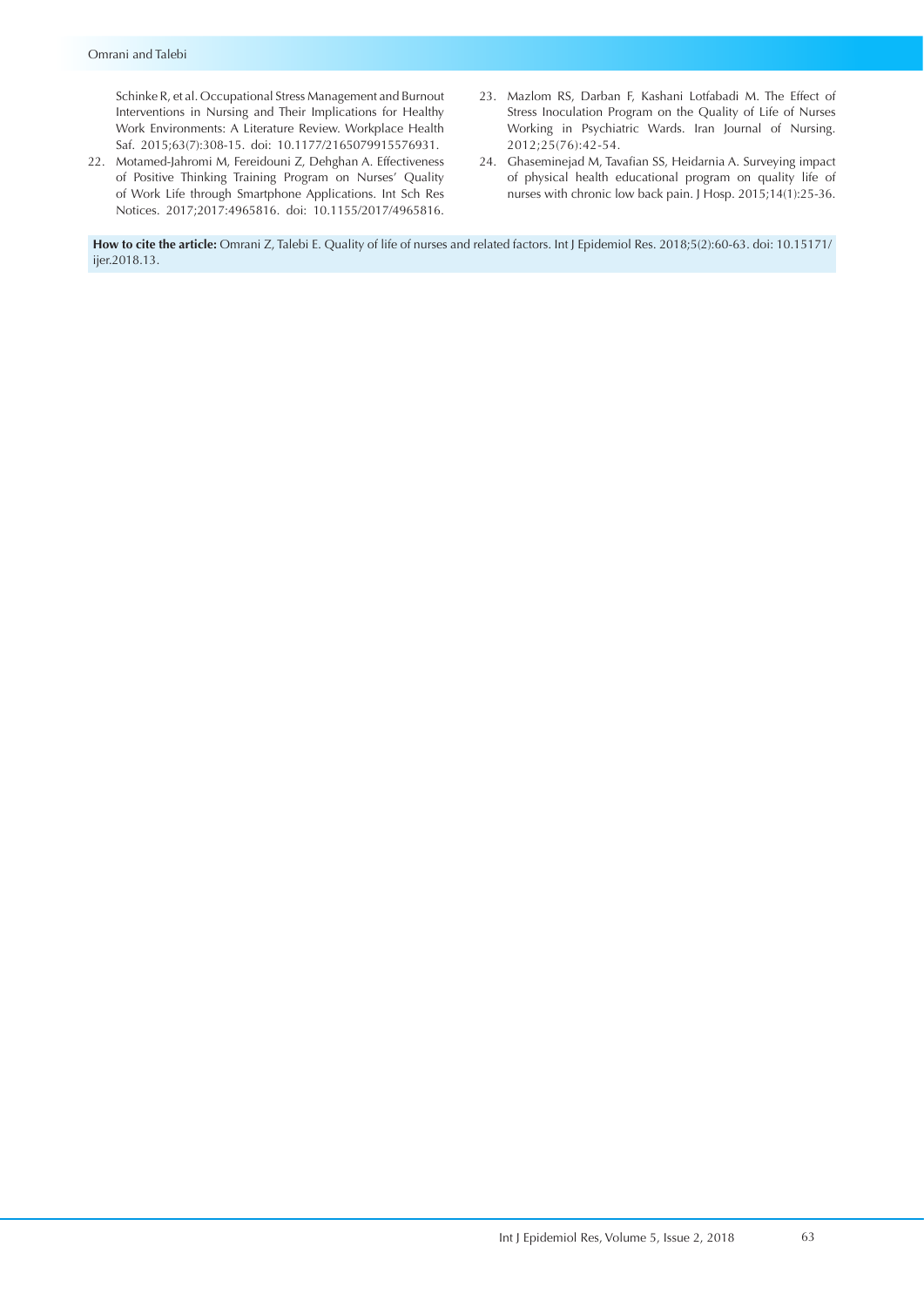Schinke R, et al. Occupational Stress Management and Burnout Interventions in Nursing and Their Implications for Healthy Work Environments: A Literature Review. Workplace Health Saf. 2015;63(7):308-15. doi: 10.1177/2165079915576931.

22. Motamed-Jahromi M, Fereidouni Z, Dehghan A. Effectiveness of Positive Thinking Training Program on Nurses' Quality of Work Life through Smartphone Applications. Int Sch Res Notices. 2017;2017:4965816. doi: 10.1155/2017/4965816.
23. Mazlom RS, Darban F, Kashani Lotfabadi M. The Effect of Stress Inoculation Program on the Quality of Life of Nurses Working in Psychiatric Wards. Iran Journal of Nursing. 2012;25(76):42-54.
24. Ghaseminejad M, Tavafian SS, Heidarnia A. Surveying impact of physical health educational program on quality life of nurses with chronic low back pain. J Hosp. 2015;14(1):25-36.

**How to cite the article:** Omrani Z, Talebi E. Quality of life of nurses and related factors. Int J Epidemiol Res. 2018;5(2):60-63. doi: 10.15171/ijer.2018.13.